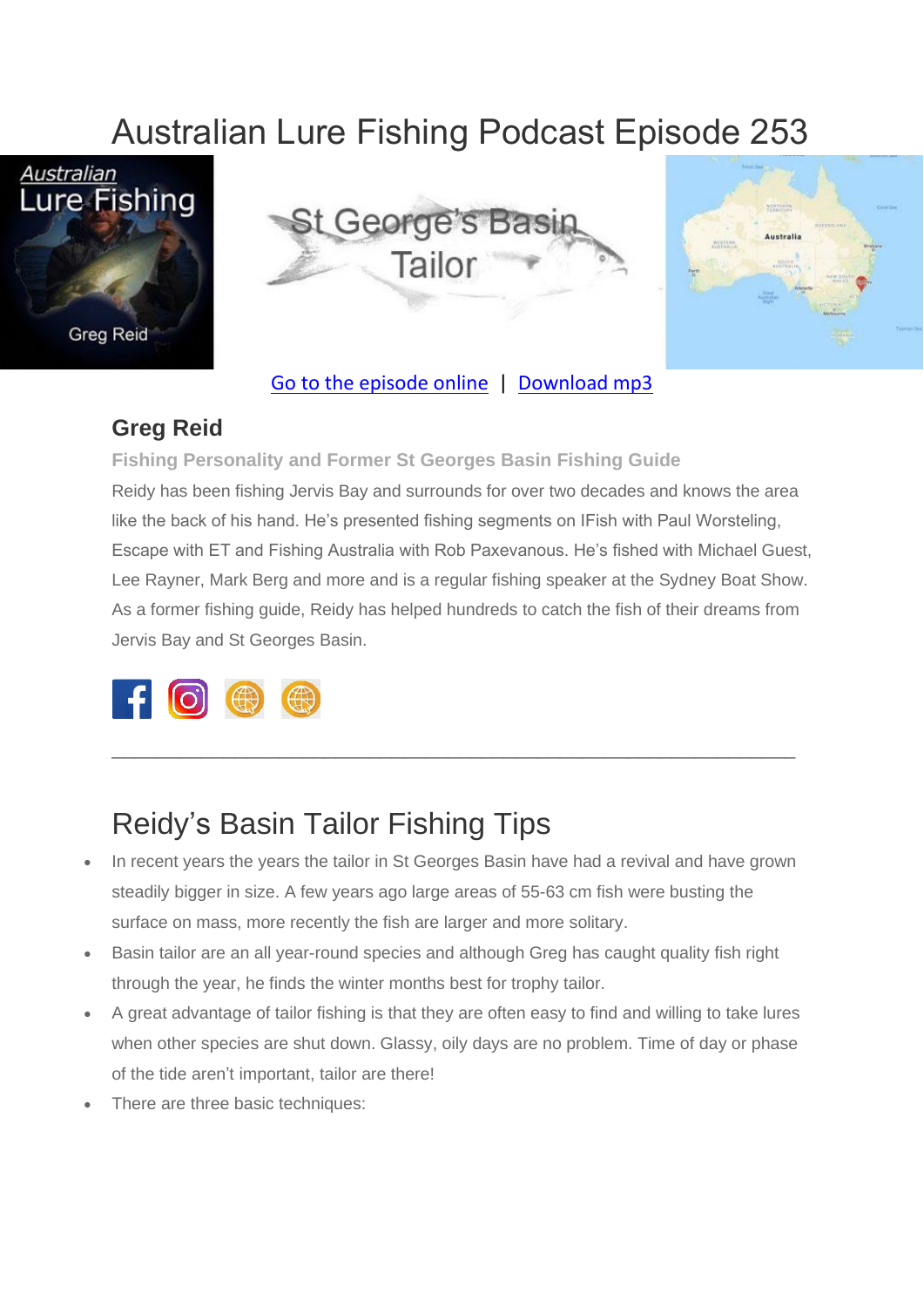# Australian Lure Fishing Podcast Episode 253

Go to the episode online | Download mp3

### Greg Reid

**Fishing Personality and Former St Georges Basin Fishing Guide**

Reidy has been fishing Jervis Bay and surrounds for over two decades and knows the area like the back of his hand. He's presented fishing segments on IFish with Paul Worsteling, Escape with ET and Fishing Australia with Rob Paxevanous. He's fished with Michael Guest, Lee Rayner, Mark Berg and more and is a regular fishing speaker at the Sydney Boat Show. As a former fishing guide, Reidy has helped hundreds to catch the fish of their dreams from Jervis Bay and St Georges Basin.

---

## Reidy's Basin Tailor Fishing Tips

- In recent years the years the tailor in St Georges Basin have had a revival and have grown steadily bigger in size. A few years ago large areas of 55-63 cm fish were busting the surface on mass, more recently the fish are larger and more solitary.
- Basin tailor are an all year-round species and although Greg has caught quality fish right through the year, he finds the winter months best for trophy tailor.
- A great advantage of tailor fishing is that they are often easy to find and willing to take lures when other species are shut down. Glassy, oily days are no problem. Time of day or phase of the tide aren't important, tailor are there!
- There are three basic techniques: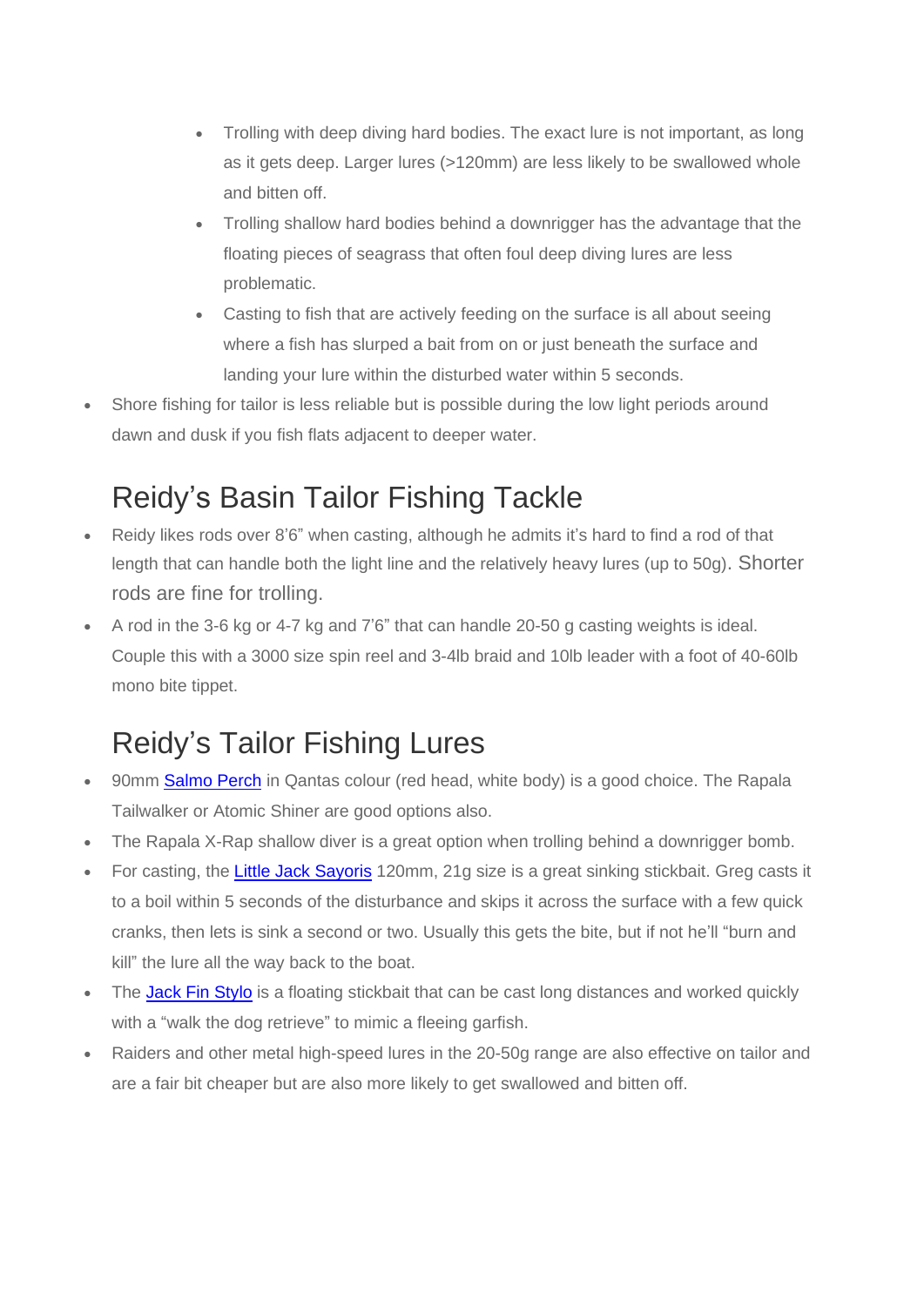- Trolling with deep diving hard bodies. The exact lure is not important, as long as it gets deep. Larger lures (>120mm) are less likely to be swallowed whole and bitten off.
  - Trolling shallow hard bodies behind a downrigger has the advantage that the floating pieces of seagrass that often foul deep diving lures are less problematic.
  - Casting to fish that are actively feeding on the surface is all about seeing where a fish has slurped a bait from on or just beneath the surface and landing your lure within the disturbed water within 5 seconds.
- Shore fishing for tailor is less reliable but is possible during the low light periods around dawn and dusk if you fish flats adjacent to deeper water.

## Reidy's Basin Tailor Fishing Tackle

- Reidy likes rods over 8'6" when casting, although he admits it's hard to find a rod of that length that can handle both the light line and the relatively heavy lures (up to 50g). Shorter rods are fine for trolling.
- A rod in the 3-6 kg or 4-7 kg and 7'6" that can handle 20-50 g casting weights is ideal. Couple this with a 3000 size spin reel and 3-4lb braid and 10lb leader with a foot of 40-60lb mono bite tippet.

## Reidy's Tailor Fishing Lures

- 90mm Salmo Perch in Qantas colour (red head, white body) is a good choice. The Rapala Tailwalker or Atomic Shiner are good options also.
- The Rapala X-Rap shallow diver is a great option when trolling behind a downrigger bomb.
- For casting, the Little Jack Sayoris 120mm, 21g size is a great sinking stickbait. Greg casts it to a boil within 5 seconds of the disturbance and skips it across the surface with a few quick cranks, then lets is sink a second or two. Usually this gets the bite, but if not he'll "burn and kill" the lure all the way back to the boat.
- The Jack Fin Stylo is a floating stickbait that can be cast long distances and worked quickly with a "walk the dog retrieve" to mimic a fleeing garfish.
- Raiders and other metal high-speed lures in the 20-50g range are also effective on tailor and are a fair bit cheaper but are also more likely to get swallowed and bitten off.